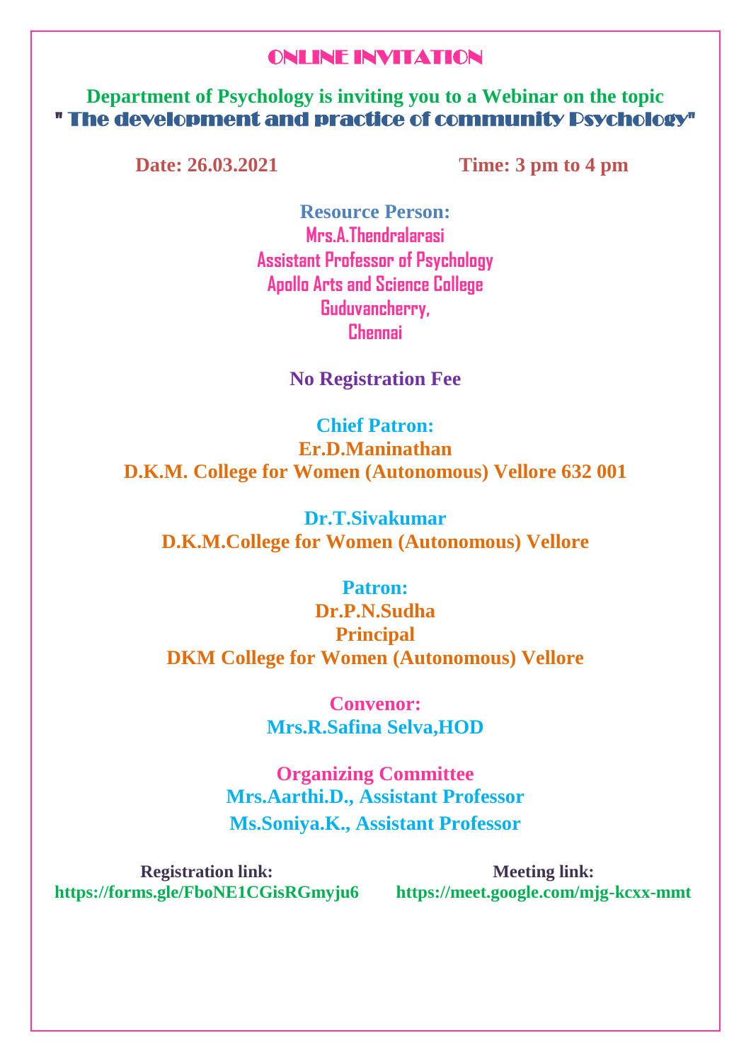# ONLINE INVITATION

**Department of Psychology is inviting you to a Webinar on the topic**

## " The development and practice of community Psychology"

**Date: 26.03.2021** **Time: 3 pm to 4 pm**

**Resource Person:**
**Mrs.A.Thendralarasi**
**Assistant Professor of Psychology**
**Apollo Arts and Science College**
**Guduvancherry,**
**Chennai**

**No Registration Fee**

**Chief Patron:**
**Er.D.Maninathan**
**D.K.M. College for Women (Autonomous) Vellore 632 001**

**Dr.T.Sivakumar**
**D.K.M.College for Women (Autonomous) Vellore**

**Patron:**
**Dr.P.N.Sudha**
**Principal**
**DKM College for Women (Autonomous) Vellore**

**Convenor:**
**Mrs.R.Safina Selva,HOD**

**Organizing Committee**
**Mrs.Aarthi.D., Assistant Professor**
**Ms.Soniya.K., Assistant Professor**

**Registration link:**
**https://forms.gle/FboNE1CGisRGmyju6**

**Meeting link:**
**https://meet.google.com/mjg-kcxx-mmt**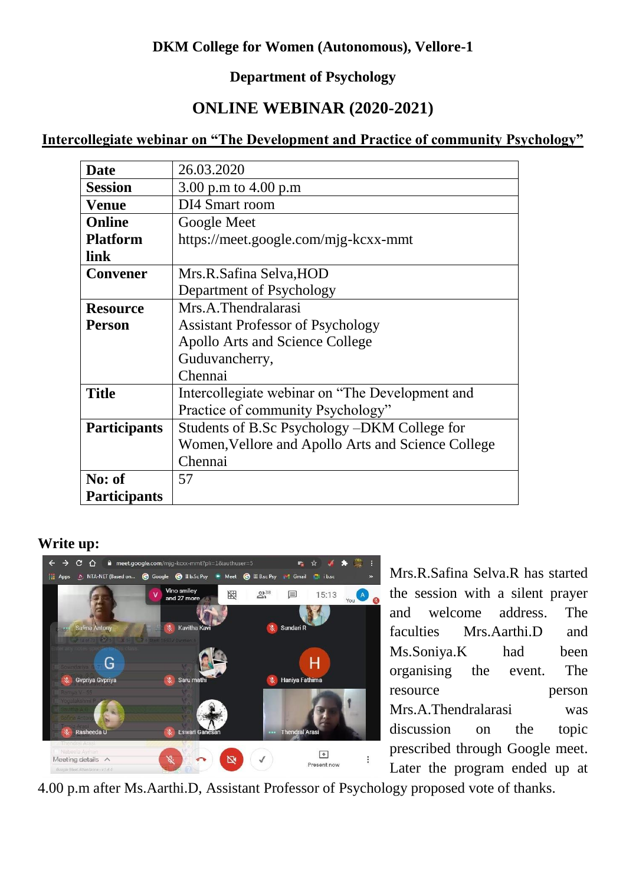**DKM College for Women (Autonomous), Vellore-1**

**Department of Psychology**

## ONLINE WEBINAR (2020-2021)

**Intercollegiate webinar on "The Development and Practice of community Psychology"**

| | |
|---|---|
| **Date** | 26.03.2020 |
| **Session** | 3.00 p.m to 4.00 p.m |
| **Venue** | DI4 Smart room |
| **Online Platform link** | Google Meet<br>https://meet.google.com/mjg-kcxx-mmt |
| **Convener** | Mrs.R.Safina Selva,HOD<br>Department of Psychology |
| **Resource Person** | Mrs.A.Thendralarasi<br>Assistant Professor of Psychology<br>Apollo Arts and Science College<br>Guduvancherry,<br>Chennai |
| **Title** | Intercollegiate webinar on "The Development and Practice of community Psychology" |
| **Participants** | Students of B.Sc Psychology –DKM College for Women,Vellore and Apollo Arts and Science College Chennai |
| **No: of Participants** | 57 |

**Write up:**

Mrs.R.Safina Selva.R has started the session with a silent prayer and welcome address. The faculties Mrs.Aarthi.D and Ms.Soniya.K had been organising the event. The resource person Mrs.A.Thendralarasi was discussion on the topic prescribed through Google meet. Later the program ended up at 4.00 p.m after Ms.Aarthi.D, Assistant Professor of Psychology proposed vote of thanks.